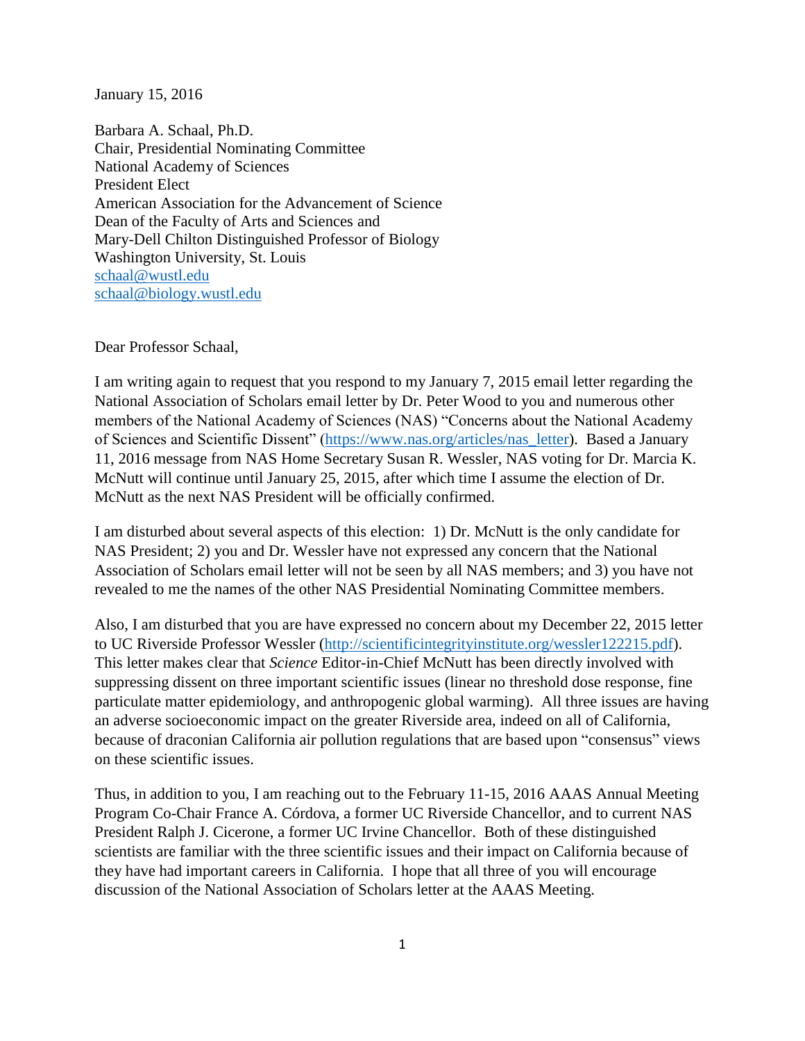January 15, 2016

Barbara A. Schaal, Ph.D.
Chair, Presidential Nominating Committee
National Academy of Sciences
President Elect
American Association for the Advancement of Science
Dean of the Faculty of Arts and Sciences and
Mary-Dell Chilton Distinguished Professor of Biology
Washington University, St. Louis
schaal@wustl.edu
schaal@biology.wustl.edu

Dear Professor Schaal,

I am writing again to request that you respond to my January 7, 2015 email letter regarding the National Association of Scholars email letter by Dr. Peter Wood to you and numerous other members of the National Academy of Sciences (NAS) "Concerns about the National Academy of Sciences and Scientific Dissent" (https://www.nas.org/articles/nas_letter). Based a January 11, 2016 message from NAS Home Secretary Susan R. Wessler, NAS voting for Dr. Marcia K. McNutt will continue until January 25, 2015, after which time I assume the election of Dr. McNutt as the next NAS President will be officially confirmed.

I am disturbed about several aspects of this election: 1) Dr. McNutt is the only candidate for NAS President; 2) you and Dr. Wessler have not expressed any concern that the National Association of Scholars email letter will not be seen by all NAS members; and 3) you have not revealed to me the names of the other NAS Presidential Nominating Committee members.

Also, I am disturbed that you are have expressed no concern about my December 22, 2015 letter to UC Riverside Professor Wessler (http://scientificintegrityinstitute.org/wessler122215.pdf). This letter makes clear that *Science* Editor-in-Chief McNutt has been directly involved with suppressing dissent on three important scientific issues (linear no threshold dose response, fine particulate matter epidemiology, and anthropogenic global warming). All three issues are having an adverse socioeconomic impact on the greater Riverside area, indeed on all of California, because of draconian California air pollution regulations that are based upon "consensus" views on these scientific issues.

Thus, in addition to you, I am reaching out to the February 11-15, 2016 AAAS Annual Meeting Program Co-Chair France A. Córdova, a former UC Riverside Chancellor, and to current NAS President Ralph J. Cicerone, a former UC Irvine Chancellor. Both of these distinguished scientists are familiar with the three scientific issues and their impact on California because of they have had important careers in California. I hope that all three of you will encourage discussion of the National Association of Scholars letter at the AAAS Meeting.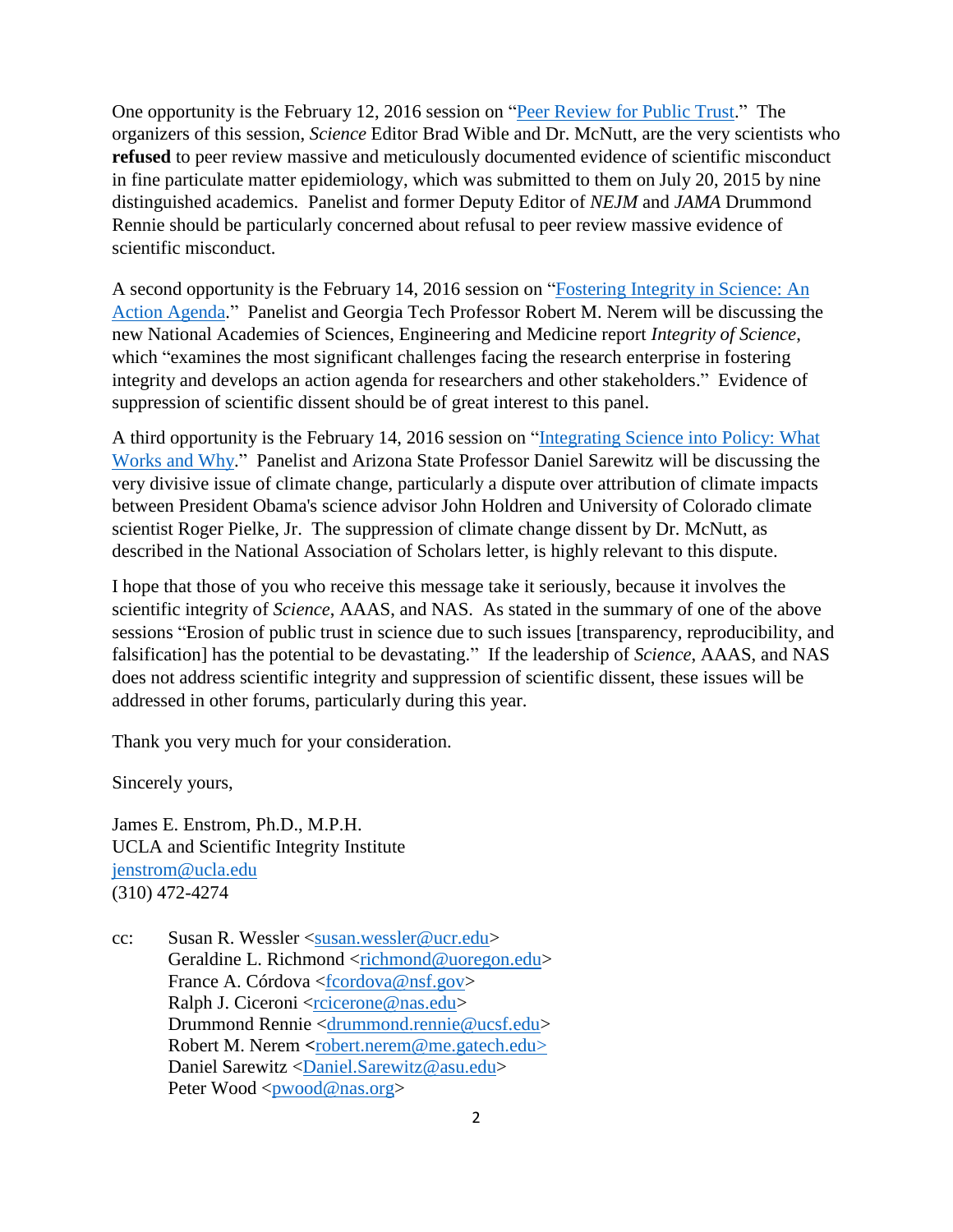One opportunity is the February 12, 2016 session on "[Peer Review for Public Trust](#)." The organizers of this session, *Science* Editor Brad Wible and Dr. McNutt, are the very scientists who **refused** to peer review massive and meticulously documented evidence of scientific misconduct in fine particulate matter epidemiology, which was submitted to them on July 20, 2015 by nine distinguished academics. Panelist and former Deputy Editor of *NEJM* and *JAMA* Drummond Rennie should be particularly concerned about refusal to peer review massive evidence of scientific misconduct.

A second opportunity is the February 14, 2016 session on "[Fostering Integrity in Science: An Action Agenda](#)." Panelist and Georgia Tech Professor Robert M. Nerem will be discussing the new National Academies of Sciences, Engineering and Medicine report *Integrity of Science*, which "examines the most significant challenges facing the research enterprise in fostering integrity and develops an action agenda for researchers and other stakeholders." Evidence of suppression of scientific dissent should be of great interest to this panel.

A third opportunity is the February 14, 2016 session on "[Integrating Science into Policy: What Works and Why](#)." Panelist and Arizona State Professor Daniel Sarewitz will be discussing the very divisive issue of climate change, particularly a dispute over attribution of climate impacts between President Obama's science advisor John Holdren and University of Colorado climate scientist Roger Pielke, Jr. The suppression of climate change dissent by Dr. McNutt, as described in the National Association of Scholars letter, is highly relevant to this dispute.

I hope that those of you who receive this message take it seriously, because it involves the scientific integrity of *Science*, AAAS, and NAS. As stated in the summary of one of the above sessions "Erosion of public trust in science due to such issues [transparency, reproducibility, and falsification] has the potential to be devastating." If the leadership of *Science*, AAAS, and NAS does not address scientific integrity and suppression of scientific dissent, these issues will be addressed in other forums, particularly during this year.

Thank you very much for your consideration.

Sincerely yours,

James E. Enstrom, Ph.D., M.P.H.
UCLA and Scientific Integrity Institute
jenstrom@ucla.edu
(310) 472-4274

cc: Susan R. Wessler <susan.wessler@ucr.edu>
Geraldine L. Richmond <richmond@uoregon.edu>
France A. Córdova <fcordova@nsf.gov>
Ralph J. Ciceroni <rcicerone@nas.edu>
Drummond Rennie <drummond.rennie@ucsf.edu>
Robert M. Nerem <robert.nerem@me.gatech.edu>
Daniel Sarewitz <Daniel.Sarewitz@asu.edu>
Peter Wood <pwood@nas.org>